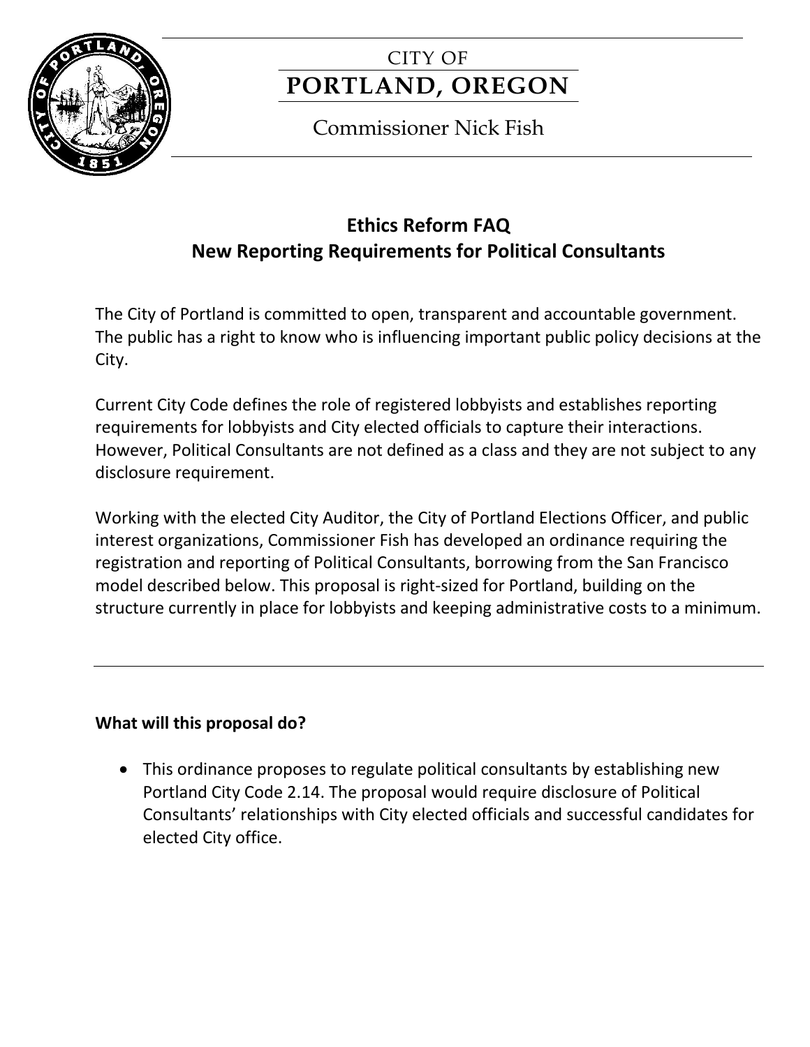CITY OF
**PORTLAND, OREGON**

Commissioner Nick Fish

# Ethics Reform FAQ
## New Reporting Requirements for Political Consultants

The City of Portland is committed to open, transparent and accountable government. The public has a right to know who is influencing important public policy decisions at the City.

Current City Code defines the role of registered lobbyists and establishes reporting requirements for lobbyists and City elected officials to capture their interactions. However, Political Consultants are not defined as a class and they are not subject to any disclosure requirement.

Working with the elected City Auditor, the City of Portland Elections Officer, and public interest organizations, Commissioner Fish has developed an ordinance requiring the registration and reporting of Political Consultants, borrowing from the San Francisco model described below. This proposal is right-sized for Portland, building on the structure currently in place for lobbyists and keeping administrative costs to a minimum.

---

**What will this proposal do?**

- This ordinance proposes to regulate political consultants by establishing new Portland City Code 2.14. The proposal would require disclosure of Political Consultants' relationships with City elected officials and successful candidates for elected City office.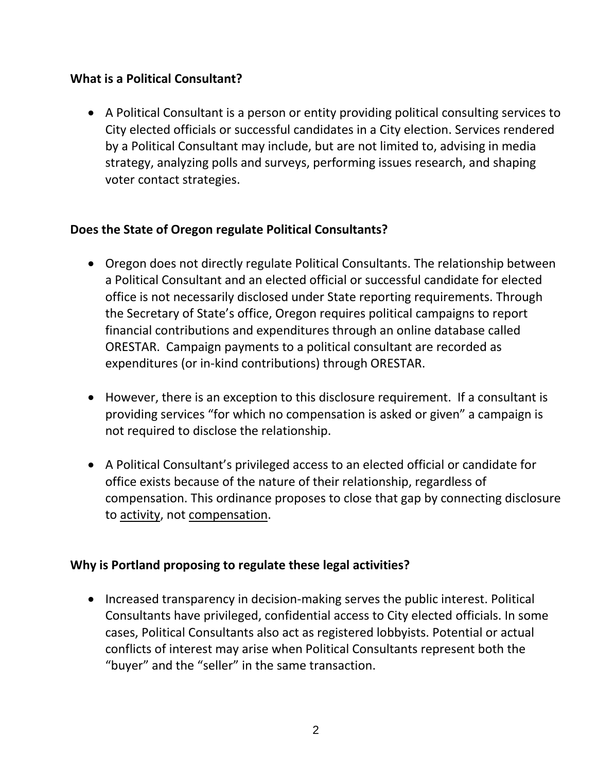**What is a Political Consultant?**

- A Political Consultant is a person or entity providing political consulting services to City elected officials or successful candidates in a City election. Services rendered by a Political Consultant may include, but are not limited to, advising in media strategy, analyzing polls and surveys, performing issues research, and shaping voter contact strategies.

**Does the State of Oregon regulate Political Consultants?**

- Oregon does not directly regulate Political Consultants. The relationship between a Political Consultant and an elected official or successful candidate for elected office is not necessarily disclosed under State reporting requirements. Through the Secretary of State's office, Oregon requires political campaigns to report financial contributions and expenditures through an online database called ORESTAR. Campaign payments to a political consultant are recorded as expenditures (or in-kind contributions) through ORESTAR.

- However, there is an exception to this disclosure requirement. If a consultant is providing services "for which no compensation is asked or given" a campaign is not required to disclose the relationship.

- A Political Consultant's privileged access to an elected official or candidate for office exists because of the nature of their relationship, regardless of compensation. This ordinance proposes to close that gap by connecting disclosure to <u>activity</u>, not <u>compensation</u>.

**Why is Portland proposing to regulate these legal activities?**

- Increased transparency in decision-making serves the public interest. Political Consultants have privileged, confidential access to City elected officials. In some cases, Political Consultants also act as registered lobbyists. Potential or actual conflicts of interest may arise when Political Consultants represent both the "buyer" and the "seller" in the same transaction.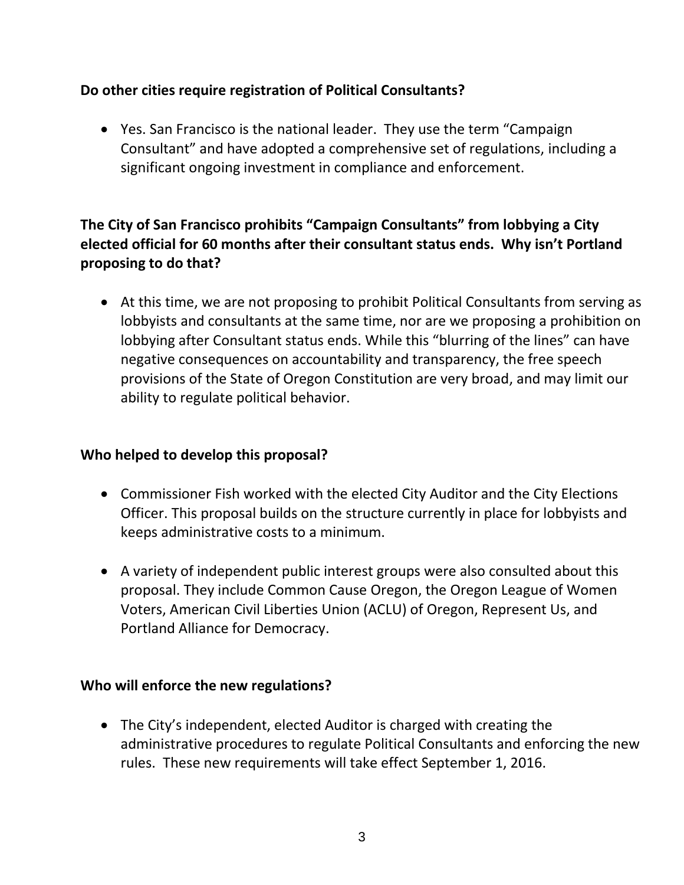**Do other cities require registration of Political Consultants?**

- Yes. San Francisco is the national leader. They use the term "Campaign Consultant" and have adopted a comprehensive set of regulations, including a significant ongoing investment in compliance and enforcement.

**The City of San Francisco prohibits "Campaign Consultants" from lobbying a City elected official for 60 months after their consultant status ends. Why isn't Portland proposing to do that?**

- At this time, we are not proposing to prohibit Political Consultants from serving as lobbyists and consultants at the same time, nor are we proposing a prohibition on lobbying after Consultant status ends. While this "blurring of the lines" can have negative consequences on accountability and transparency, the free speech provisions of the State of Oregon Constitution are very broad, and may limit our ability to regulate political behavior.

**Who helped to develop this proposal?**

- Commissioner Fish worked with the elected City Auditor and the City Elections Officer. This proposal builds on the structure currently in place for lobbyists and keeps administrative costs to a minimum.
- A variety of independent public interest groups were also consulted about this proposal. They include Common Cause Oregon, the Oregon League of Women Voters, American Civil Liberties Union (ACLU) of Oregon, Represent Us, and Portland Alliance for Democracy.

**Who will enforce the new regulations?**

- The City's independent, elected Auditor is charged with creating the administrative procedures to regulate Political Consultants and enforcing the new rules. These new requirements will take effect September 1, 2016.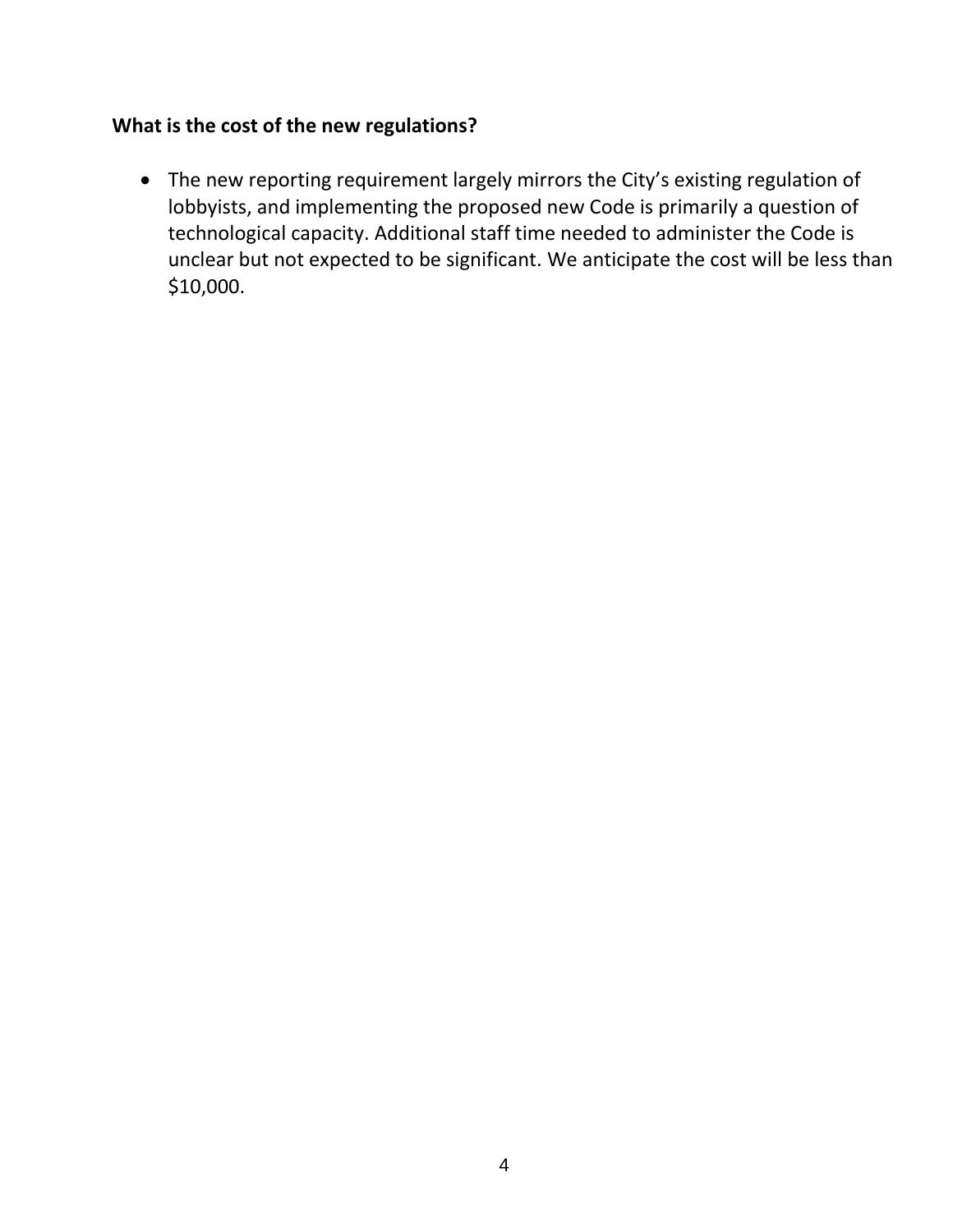**What is the cost of the new regulations?**

- The new reporting requirement largely mirrors the City's existing regulation of lobbyists, and implementing the proposed new Code is primarily a question of technological capacity. Additional staff time needed to administer the Code is unclear but not expected to be significant. We anticipate the cost will be less than $10,000.